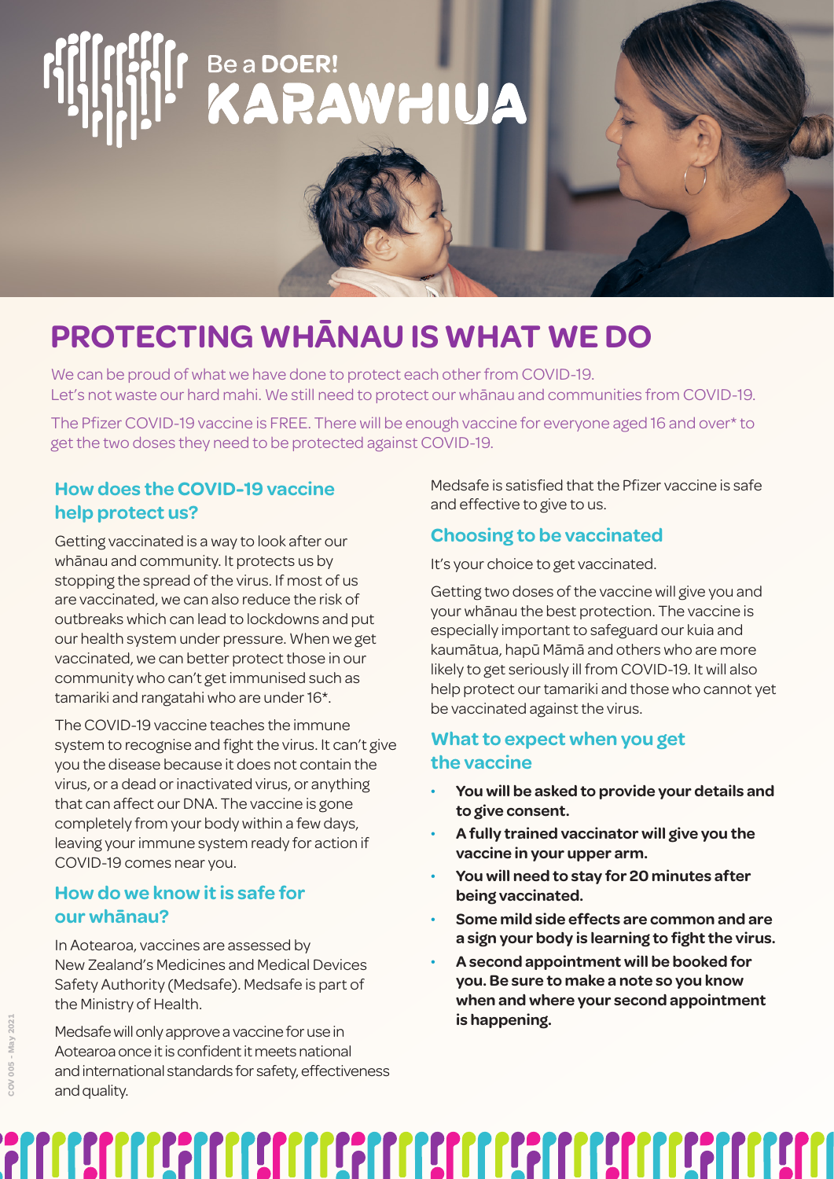Be a **DOER!**
KARAWHIUA

# PROTECTING WHĀNAU IS WHAT WE DO

We can be proud of what we have done to protect each other from COVID-19.
Let's not waste our hard mahi. We still need to protect our whānau and communities from COVID-19.

The Pfizer COVID-19 vaccine is FREE. There will be enough vaccine for everyone aged 16 and over* to get the two doses they need to be protected against COVID-19.

## How does the COVID-19 vaccine help protect us?

Getting vaccinated is a way to look after our whānau and community. It protects us by stopping the spread of the virus. If most of us are vaccinated, we can also reduce the risk of outbreaks which can lead to lockdowns and put our health system under pressure. When we get vaccinated, we can better protect those in our community who can't get immunised such as tamariki and rangatahi who are under 16*.

The COVID-19 vaccine teaches the immune system to recognise and fight the virus. It can't give you the disease because it does not contain the virus, or a dead or inactivated virus, or anything that can affect our DNA. The vaccine is gone completely from your body within a few days, leaving your immune system ready for action if COVID-19 comes near you.

## How do we know it is safe for our whānau?

In Aotearoa, vaccines are assessed by New Zealand's Medicines and Medical Devices Safety Authority (Medsafe). Medsafe is part of the Ministry of Health.

Medsafe will only approve a vaccine for use in Aotearoa once it is confident it meets national and international standards for safety, effectiveness and quality.

Medsafe is satisfied that the Pfizer vaccine is safe and effective to give to us.

## Choosing to be vaccinated

It's your choice to get vaccinated.

Getting two doses of the vaccine will give you and your whānau the best protection. The vaccine is especially important to safeguard our kuia and kaumātua, hapū Māmā and others who are more likely to get seriously ill from COVID-19. It will also help protect our tamariki and those who cannot yet be vaccinated against the virus.

## What to expect when you get the vaccine

- **You will be asked to provide your details and to give consent.**
- **A fully trained vaccinator will give you the vaccine in your upper arm.**
- **You will need to stay for 20 minutes after being vaccinated.**
- **Some mild side effects are common and are a sign your body is learning to fight the virus.**
- **A second appointment will be booked for you. Be sure to make a note so you know when and where your second appointment is happening.**

COV 005 - May 2021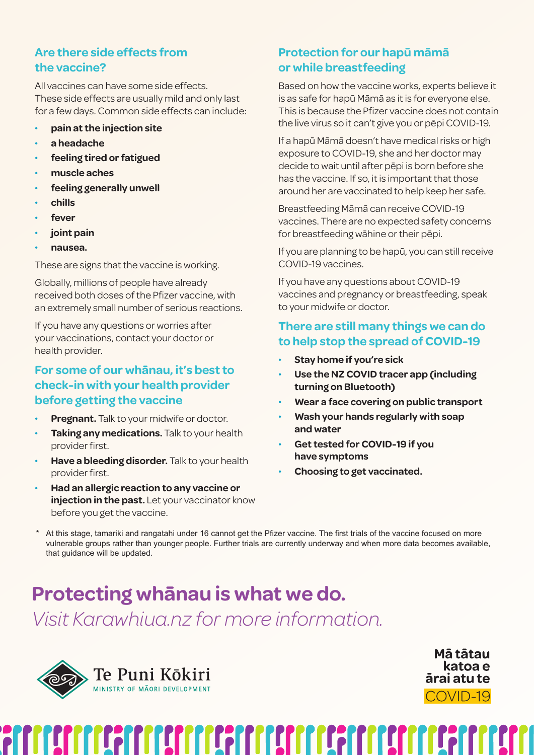## Are there side effects from the vaccine?

All vaccines can have some side effects. These side effects are usually mild and only last for a few days. Common side effects can include:

- **pain at the injection site**
- **a headache**
- **feeling tired or fatigued**
- **muscle aches**
- **feeling generally unwell**
- **chills**
- **fever**
- **joint pain**
- **nausea.**

These are signs that the vaccine is working.

Globally, millions of people have already received both doses of the Pfizer vaccine, with an extremely small number of serious reactions.

If you have any questions or worries after your vaccinations, contact your doctor or health provider.

## For some of our whānau, it's best to check-in with your health provider before getting the vaccine

- **Pregnant.** Talk to your midwife or doctor.
- **Taking any medications.** Talk to your health provider first.
- **Have a bleeding disorder.** Talk to your health provider first.
- **Had an allergic reaction to any vaccine or injection in the past.** Let your vaccinator know before you get the vaccine.

## Protection for our hapū māmā or while breastfeeding

Based on how the vaccine works, experts believe it is as safe for hapū Māmā as it is for everyone else. This is because the Pfizer vaccine does not contain the live virus so it can't give you or pēpi COVID-19.

If a hapū Māmā doesn't have medical risks or high exposure to COVID-19, she and her doctor may decide to wait until after pēpi is born before she has the vaccine. If so, it is important that those around her are vaccinated to help keep her safe.

Breastfeeding Māmā can receive COVID-19 vaccines. There are no expected safety concerns for breastfeeding wāhine or their pēpi.

If you are planning to be hapū, you can still receive COVID-19 vaccines.

If you have any questions about COVID-19 vaccines and pregnancy or breastfeeding, speak to your midwife or doctor.

## There are still many things we can do to help stop the spread of COVID-19

- **Stay home if you're sick**
- **Use the NZ COVID tracer app (including turning on Bluetooth)**
- **Wear a face covering on public transport**
- **Wash your hands regularly with soap and water**
- **Get tested for COVID-19 if you have symptoms**
- **Choosing to get vaccinated.**

* At this stage, tamariki and rangatahi under 16 cannot get the Pfizer vaccine. The first trials of the vaccine focused on more vulnerable groups rather than younger people. Further trials are currently underway and when more data becomes available, that guidance will be updated.

# Protecting whānau is what we do.

*Visit Karawhiua.nz for more information.*

Te Puni Kōkiri
MINISTRY OF MĀORI DEVELOPMENT

Mā tātau katoa e ārai atu te COVID-19